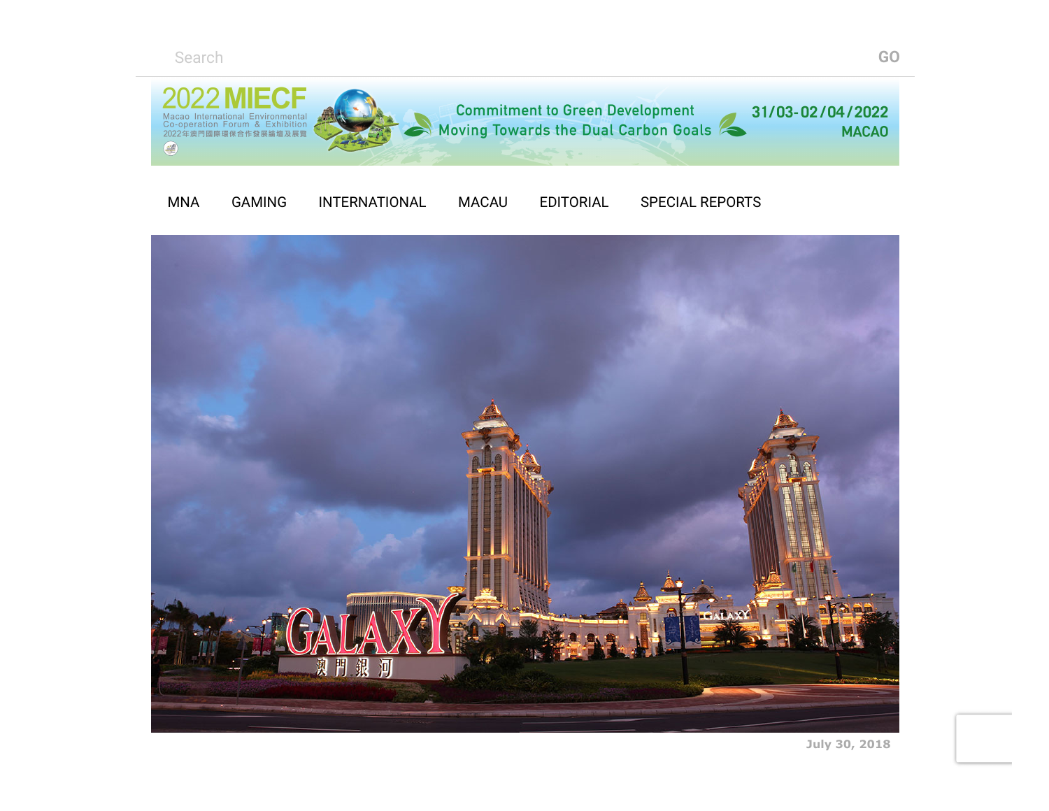Search GO

2022 MIECF
Macao International Environmental Co-operation Forum & Exhibition
2022年澳門國際環保合作發展論壇及展覽

Commitment to Green Development
Moving Towards the Dual Carbon Goals

31/03-02/04/2022
MACAO

MNA GAMING INTERNATIONAL MACAU EDITORIAL SPECIAL REPORTS

July 30, 2018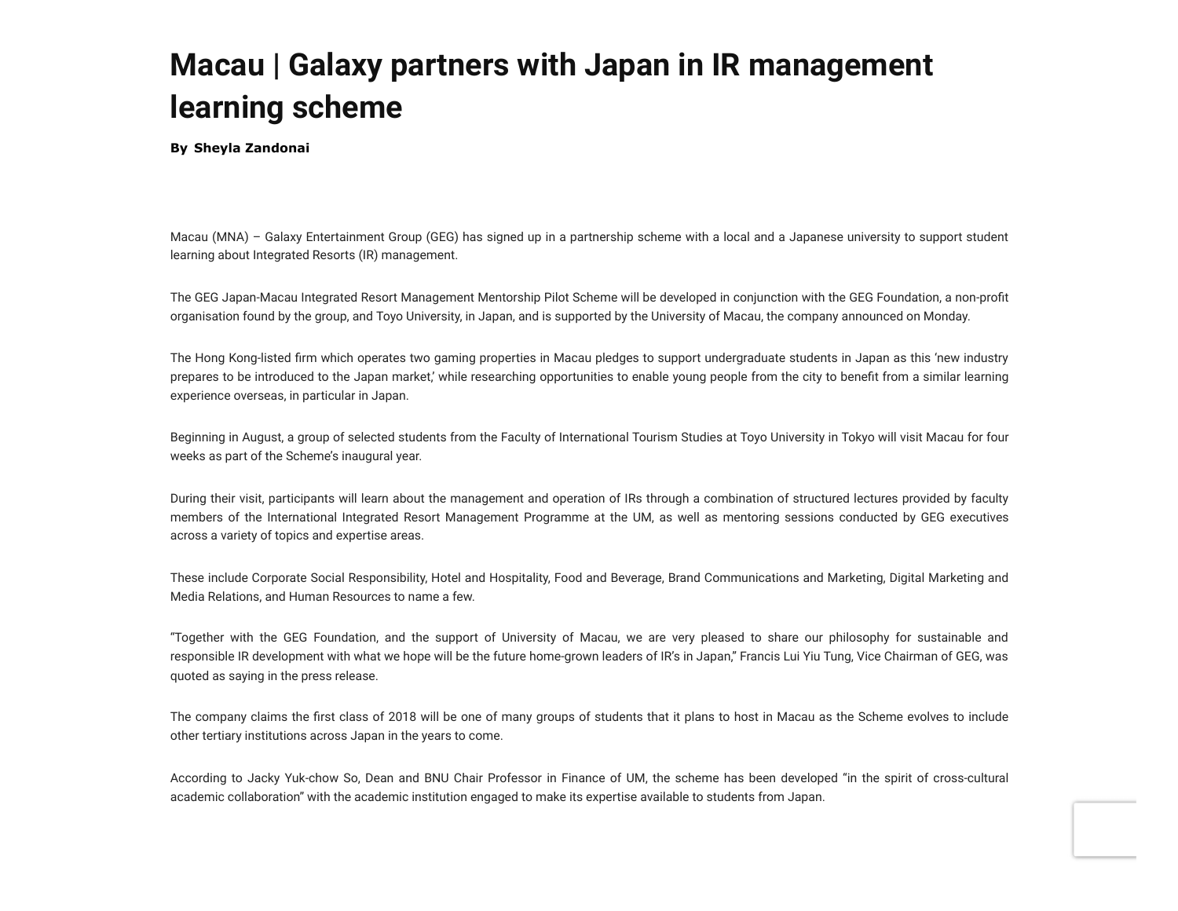# Macau | Galaxy partners with Japan in IR management learning scheme

**By Sheyla Zandonai**

Macau (MNA) – Galaxy Entertainment Group (GEG) has signed up in a partnership scheme with a local and a Japanese university to support student learning about Integrated Resorts (IR) management.

The GEG Japan-Macau Integrated Resort Management Mentorship Pilot Scheme will be developed in conjunction with the GEG Foundation, a non-profit organisation found by the group, and Toyo University, in Japan, and is supported by the University of Macau, the company announced on Monday.

The Hong Kong-listed firm which operates two gaming properties in Macau pledges to support undergraduate students in Japan as this 'new industry prepares to be introduced to the Japan market,' while researching opportunities to enable young people from the city to benefit from a similar learning experience overseas, in particular in Japan.

Beginning in August, a group of selected students from the Faculty of International Tourism Studies at Toyo University in Tokyo will visit Macau for four weeks as part of the Scheme's inaugural year.

During their visit, participants will learn about the management and operation of IRs through a combination of structured lectures provided by faculty members of the International Integrated Resort Management Programme at the UM, as well as mentoring sessions conducted by GEG executives across a variety of topics and expertise areas.

These include Corporate Social Responsibility, Hotel and Hospitality, Food and Beverage, Brand Communications and Marketing, Digital Marketing and Media Relations, and Human Resources to name a few.

"Together with the GEG Foundation, and the support of University of Macau, we are very pleased to share our philosophy for sustainable and responsible IR development with what we hope will be the future home-grown leaders of IR's in Japan," Francis Lui Yiu Tung, Vice Chairman of GEG, was quoted as saying in the press release.

The company claims the first class of 2018 will be one of many groups of students that it plans to host in Macau as the Scheme evolves to include other tertiary institutions across Japan in the years to come.

According to Jacky Yuk-chow So, Dean and BNU Chair Professor in Finance of UM, the scheme has been developed "in the spirit of cross-cultural academic collaboration" with the academic institution engaged to make its expertise available to students from Japan.